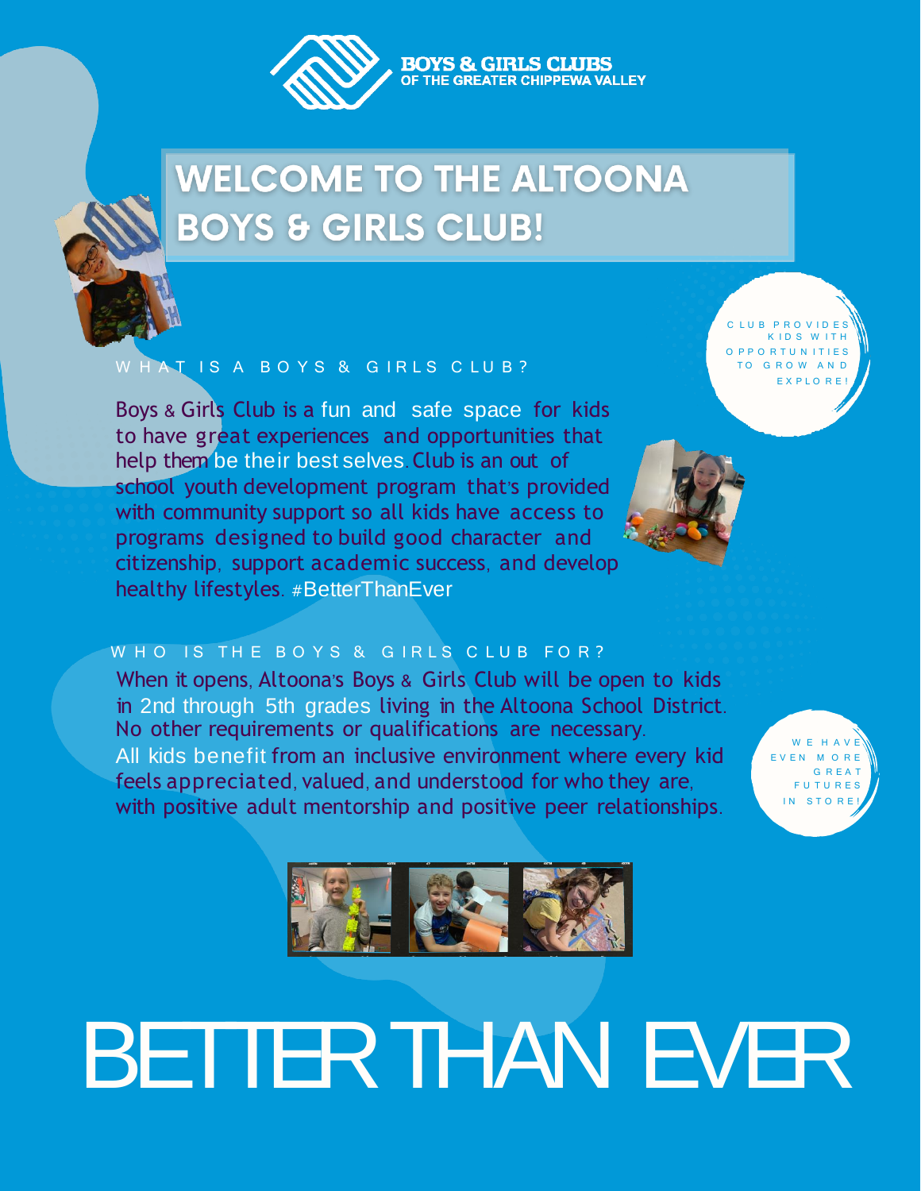BOYS & GIRLS CLUBS OF THE GREATER CHIPPEWA VALLEY

# WELCOME TO THE ALTOONA BOYS & GIRLS CLUB!

CLUB PROVIDES KIDS WITH OPPORTUNITIES TO GROW AND EXPLORE!

## WHAT IS A BOYS & GIRLS CLUB?

Boys & Girls Club is a fun and safe space for kids to have great experiences and opportunities that help them be their best selves. Club is an out of school youth development program that's provided with community support so all kids have access to programs designed to build good character and citizenship, support academic success, and develop healthy lifestyles. #BetterThanEver

## WHO IS THE BOYS & GIRLS CLUB FOR?

When it opens, Altoona's Boys & Girls Club will be open to kids in 2nd through 5th grades living in the Altoona School District. No other requirements or qualifications are necessary.
All kids benefit from an inclusive environment where every kid feels appreciated, valued, and understood for who they are, with positive adult mentorship and positive peer relationships.

WE HAVE EVEN MORE GREAT FUTURES IN STORE!

# BETTER THAN EVER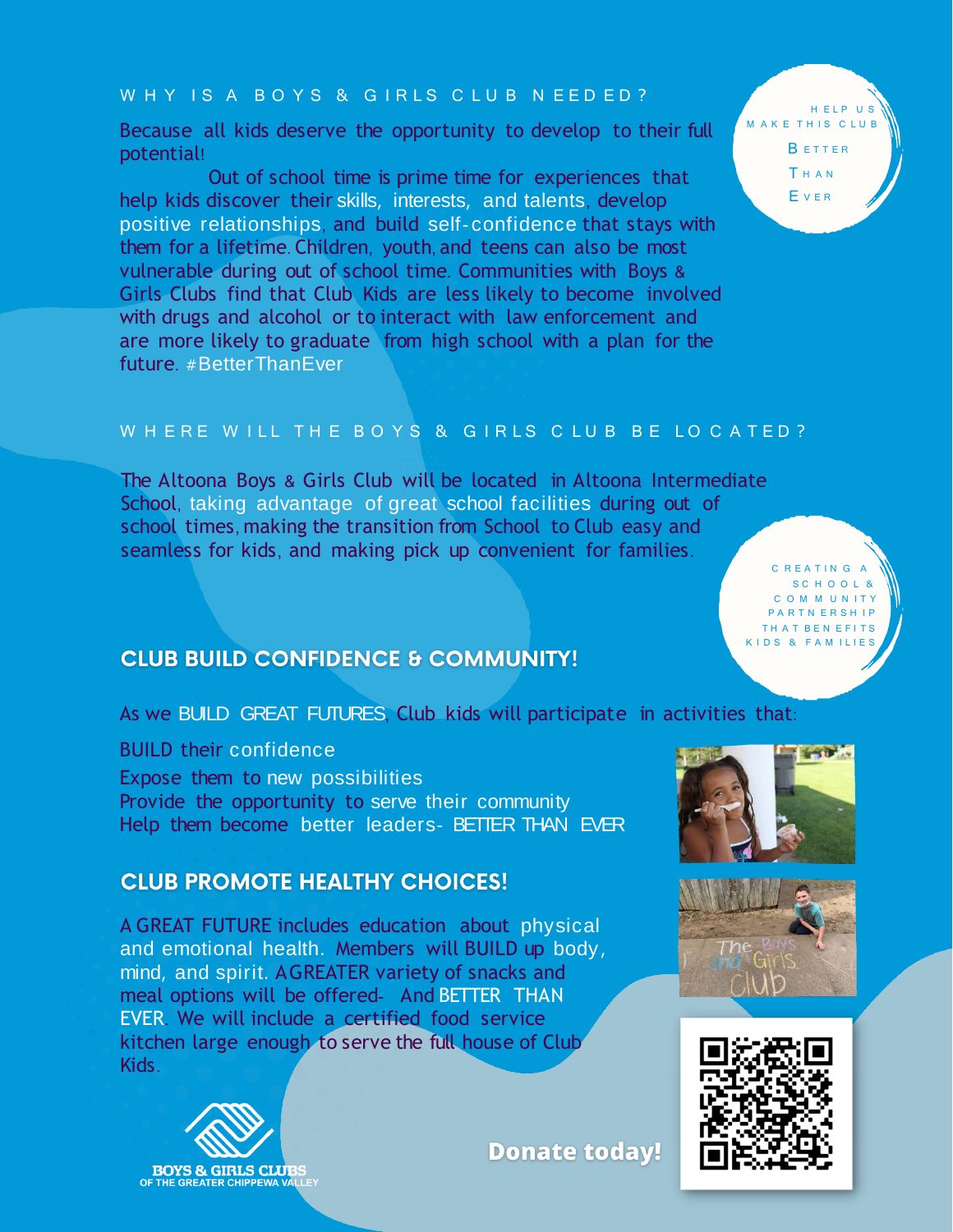## WHY IS A BOYS & GIRLS CLUB NEEDED?

Because all kids deserve the opportunity to develop to their full potential!

Out of school time is prime time for experiences that help kids discover their skills, interests, and talents, develop positive relationships, and build self-confidence that stays with them for a lifetime. Children, youth, and teens can also be most vulnerable during out of school time. Communities with Boys & Girls Clubs find that Club Kids are less likely to become involved with drugs and alcohol or to interact with law enforcement and are more likely to graduate from high school with a plan for the future. #BetterThanEver

HELP US MAKE THIS CLUB BETTER THAN EVER

## WHERE WILL THE BOYS & GIRLS CLUB BE LOCATED?

The Altoona Boys & Girls Club will be located in Altoona Intermediate School, taking advantage of great school facilities during out of school times, making the transition from School to Club easy and seamless for kids, and making pick up convenient for families.

CREATING A SCHOOL & COMMUNITY PARTNERSHIP THAT BENEFITS KIDS & FAMILIES

## CLUB BUILD CONFIDENCE & COMMUNITY!

As we BUILD GREAT FUTURES, Club kids will participate in activities that:

BUILD their confidence
Expose them to new possibilities
Provide the opportunity to serve their community
Help them become better leaders- BETTER THAN EVER

## CLUB PROMOTE HEALTHY CHOICES!

A GREAT FUTURE includes education about physical and emotional health. Members will BUILD up body, mind, and spirit. AGREATER variety of snacks and meal options will be offered- And BETTER THAN EVER. We will include a certified food service kitchen large enough to serve the full house of Club Kids.

BOYS & GIRLS CLUBS OF THE GREATER CHIPPEWA VALLEY

**Donate today!**